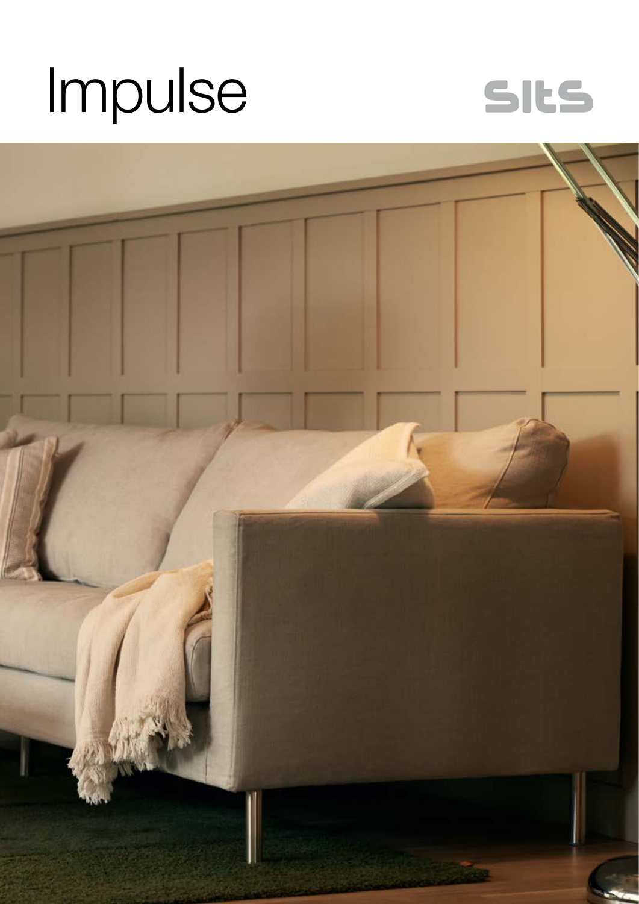# Impulse

sits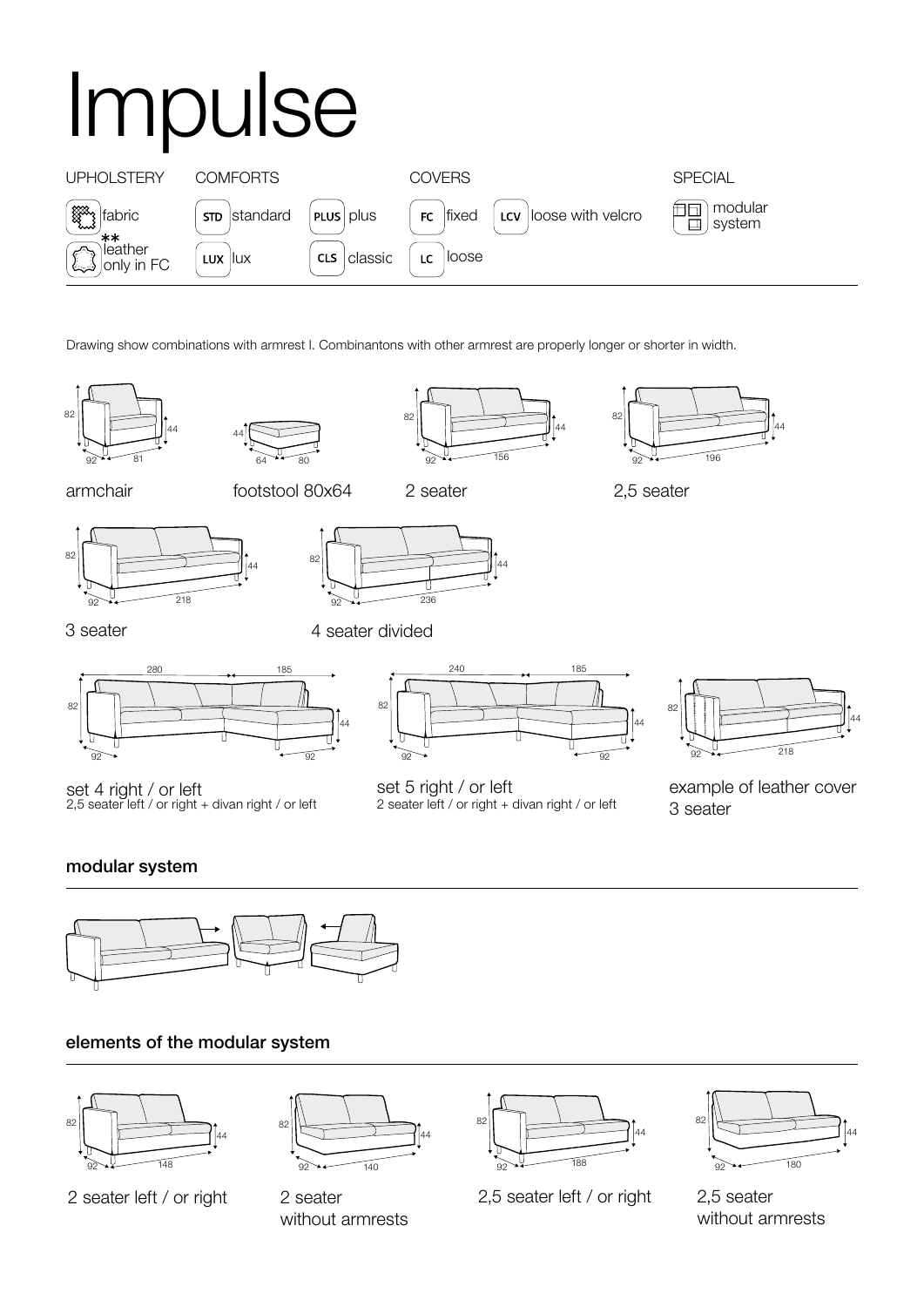# Impulse

| UPHOLSTERY | COMFORTS | | COVERS | | SPECIAL |
|---|---|---|---|---|---|
| fabric | STD standard | PLUS plus | FC fixed | LCV loose with velcro | modular system |
| ** leather only in FC | LUX lux | CLS classic | LC loose | | |

Drawing show combinations with armrest I. Combinantons with other armrest are properly longer or shorter in width.

82 | 44 | 92 | 81

armchair

44 | 64 | 80

footstool 80x64

82 | 44 | 92 | 156

2 seater

82 | 44 | 92 | 196

2,5 seater

82 | 44 | 92 | 218

3 seater

82 | 44 | 92 | 236

4 seater divided

280 | 185 | 82 | 44 | 92 | 92

set 4 right / or left
2,5 seater left / or right + divan right / or left

240 | 185 | 82 | 44 | 92 | 92

set 5 right / or left
2 seater left / or right + divan right / or left

82 | 44 | 92 | 218

example of leather cover 3 seater

## modular system

## elements of the modular system

82 | 44 | 92 | 148

2 seater left / or right

82 | 44 | 92 | 140

2 seater without armrests

82 | 44 | 92 | 188

2,5 seater left / or right

82 | 44 | 92 | 180

2,5 seater without armrests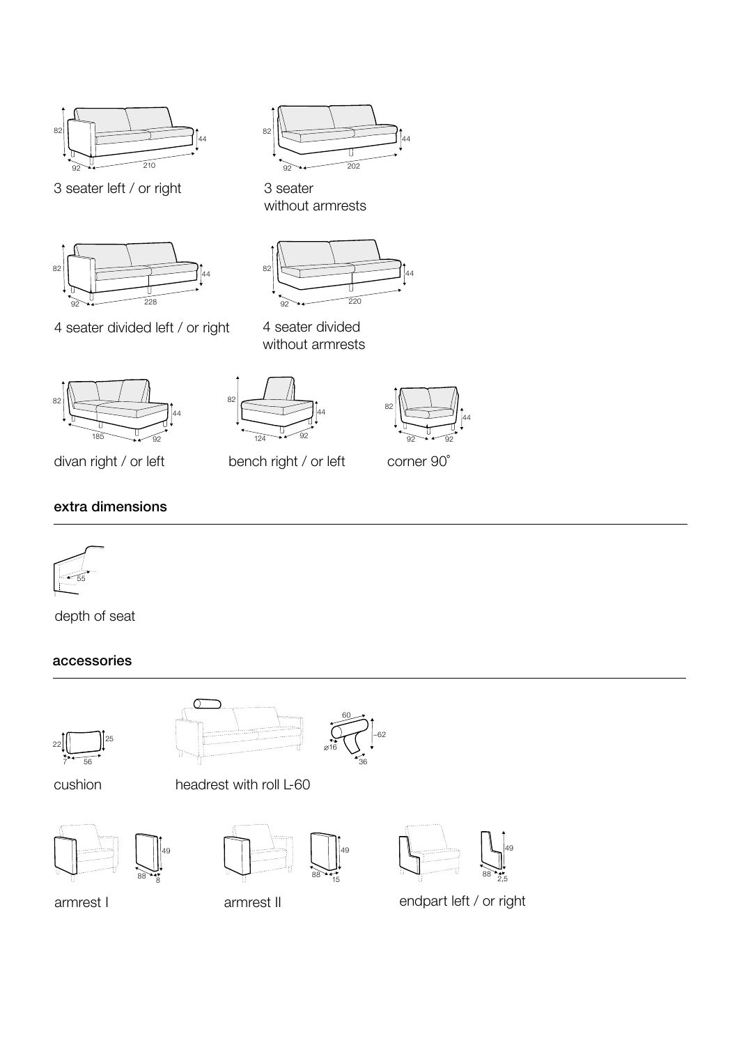82

44

92

210

3 seater left / or right

82

44

92

202

3 seater
without armrests

82

44

92

228

4 seater divided left / or right

82

44

92

220

4 seater divided
without armrests

82

44

185

92

divan right / or left

82

44

124

92

bench right / or left

82

44

92

92

corner 90˚

## extra dimensions

55

depth of seat

## accessories

22

25

7

56

cushion

60

⌀16

~62

36

headrest with roll L-60

49

88

8

armrest I

49

88

15

armrest II

49

88

2,5

endpart left / or right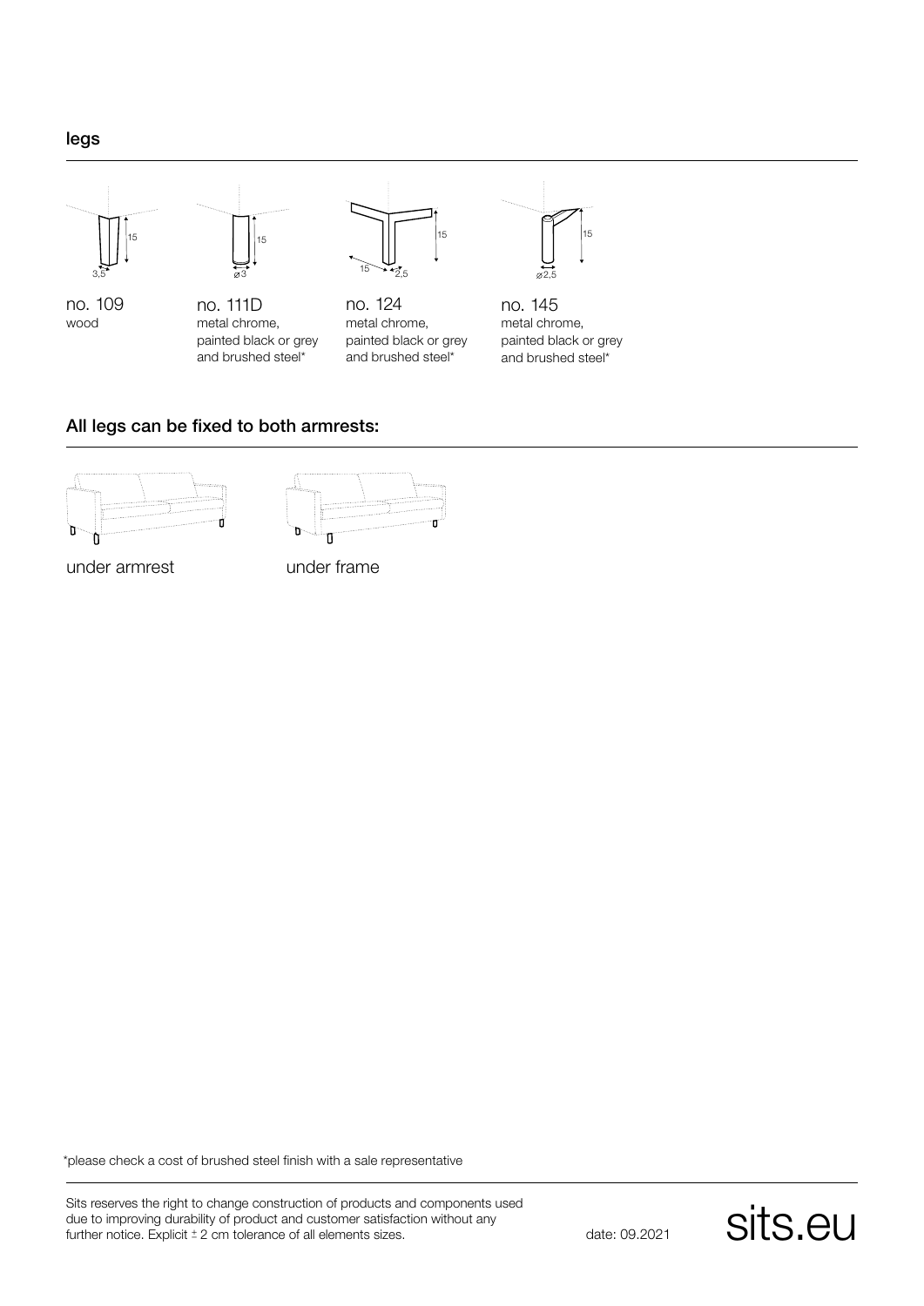## legs

15
3,5

no. 109
wood

15
⌀3

no. 111D
metal chrome,
painted black or grey
and brushed steel*

15
15
2,5

no. 124
metal chrome,
painted black or grey
and brushed steel*

15
⌀2,5

no. 145
metal chrome,
painted black or grey
and brushed steel*

## All legs can be fixed to both armrests:

under armrest

under frame

*please check a cost of brushed steel finish with a sale representative

Sits reserves the right to change construction of products and components used due to improving durability of product and customer satisfaction without any further notice. Explicit ± 2 cm tolerance of all elements sizes.

date: 09.2021

sits.eu